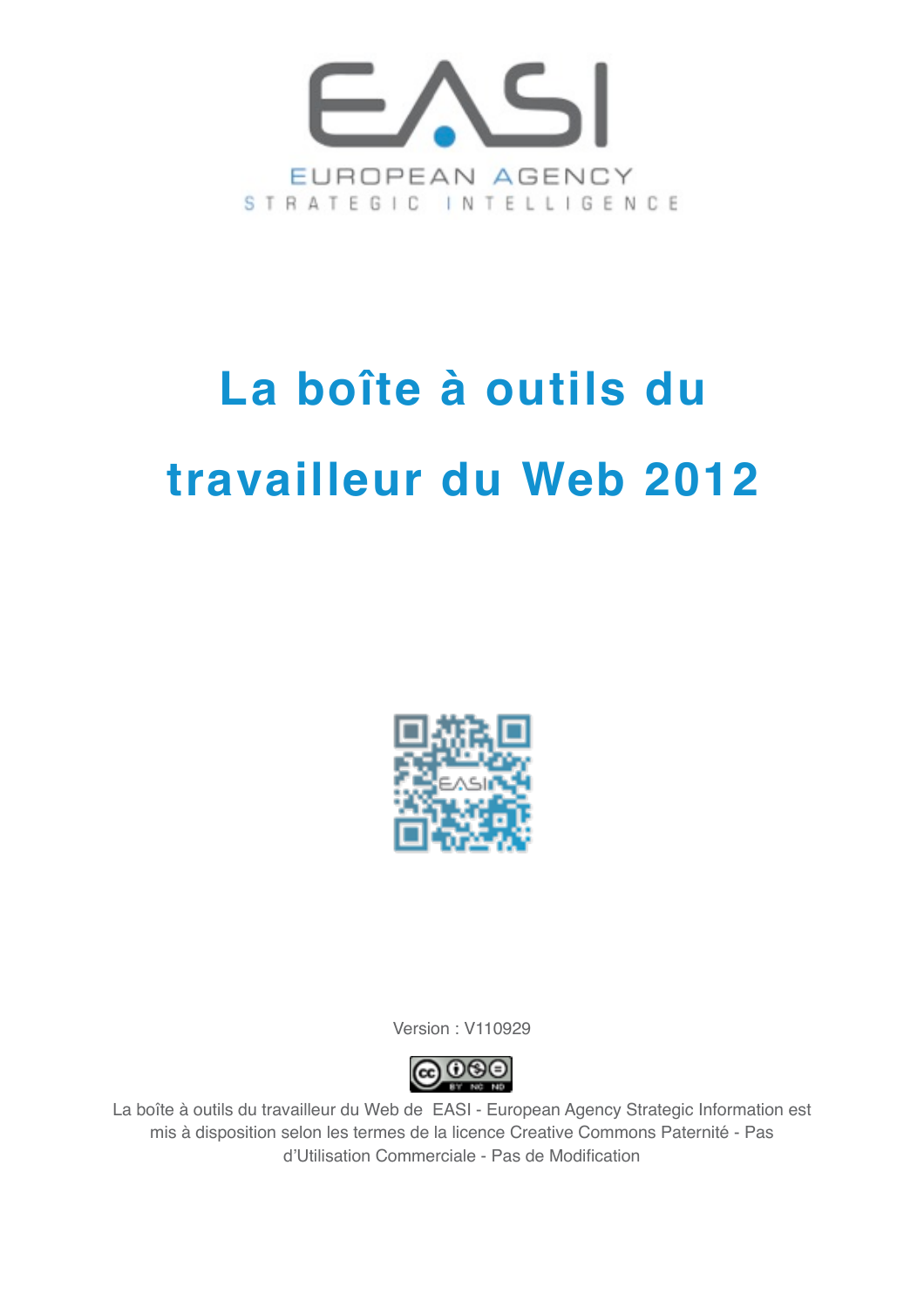EASI

EUROPEAN AGENCY

STRATEGIC INTELLIGENCE

# La boîte à outils du travailleur du Web 2012

Version : V110929

La boîte à outils du travailleur du Web de EASI - European Agency Strategic Information est mis à disposition selon les termes de la licence Creative Commons Paternité - Pas d'Utilisation Commerciale - Pas de Modification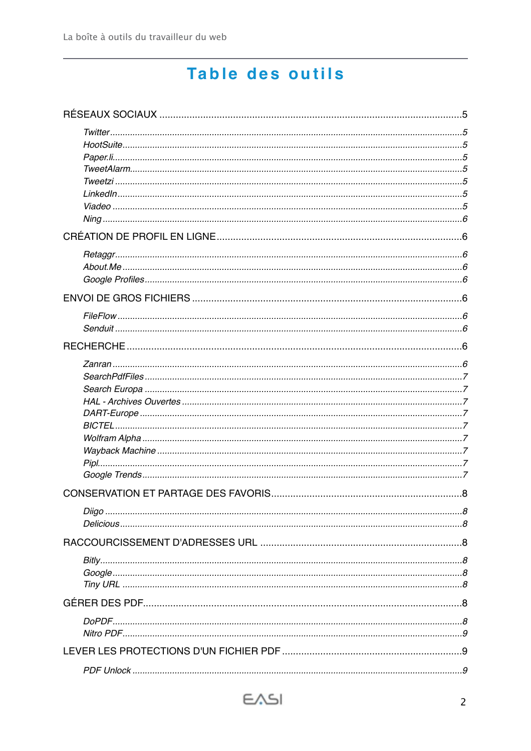# Table des outils

RÉSEAUX SOCIAUX ..... 5

- *Twitter* ..... 5
- *HootSuite* ..... 5
- *Paper.li* ..... 5
- *TweetAlarm* ..... 5
- *Tweetzi* ..... 5
- *LinkedIn* ..... 5
- *Viadeo* ..... 5
- *Ning* ..... 6

CRÉATION DE PROFIL EN LIGNE ..... 6

- *Retaggr* ..... 6
- *About.Me* ..... 6
- *Google Profiles* ..... 6

ENVOI DE GROS FICHIERS ..... 6

- *FileFlow* ..... 6
- *Senduit* ..... 6

RECHERCHE ..... 6

- *Zanran* ..... 6
- *SearchPdfFiles* ..... 7
- *Search Europa* ..... 7
- *HAL - Archives Ouvertes* ..... 7
- *DART-Europe* ..... 7
- *BICTEL* ..... 7
- *Wolfram Alpha* ..... 7
- *Wayback Machine* ..... 7
- *Pipl* ..... 7
- *Google Trends* ..... 7

CONSERVATION ET PARTAGE DES FAVORIS ..... 8

- *Diigo* ..... 8
- *Delicious* ..... 8

RACCOURCISSEMENT D'ADRESSES URL ..... 8

- *Bitly* ..... 8
- *Google* ..... 8
- *Tiny URL* ..... 8

GÉRER DES PDF ..... 8

- *DoPDF* ..... 8
- *Nitro PDF* ..... 9

LEVER LES PROTECTIONS D'UN FICHIER PDF ..... 9

- *PDF Unlock* ..... 9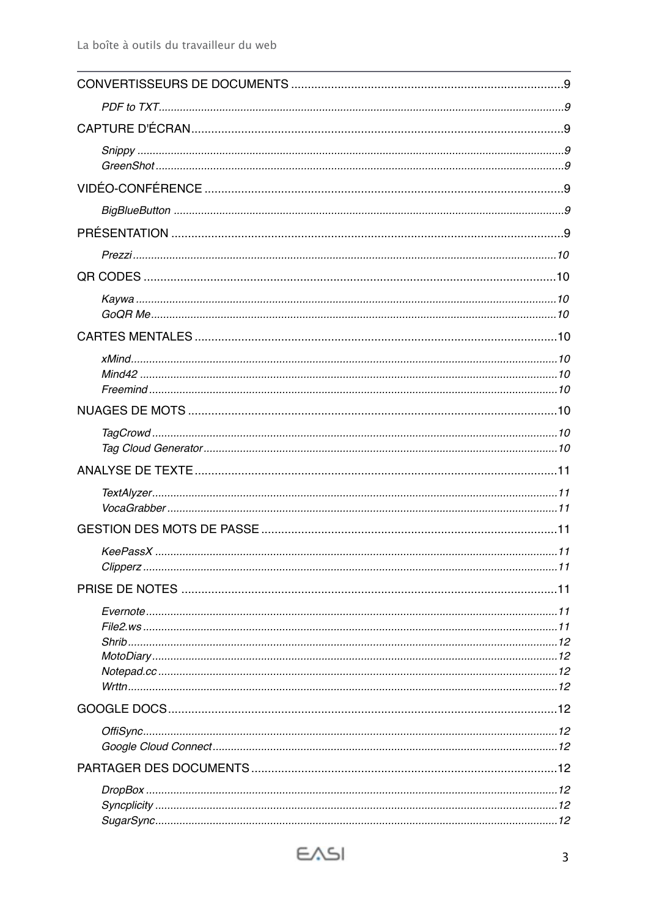CONVERTISSEURS DE DOCUMENTS ....................................................................................9

*PDF to TXT*......................................................................................................................9

CAPTURE D'ÉCRAN..........................................................................................................9

*Snippy* .............................................................................................................................9
*GreenShot*........................................................................................................................9

VIDÉO-CONFÉRENCE .......................................................................................................9

*BigBlueButton* ................................................................................................................9

PRÉSENTATION ...............................................................................................................9

*Prezzi*..............................................................................................................................10

QR CODES .......................................................................................................................10

*Kaywa* ............................................................................................................................10
*GoQR Me*........................................................................................................................10

CARTES MENTALES ........................................................................................................10

*xMind*..............................................................................................................................10
*Mind42* ...........................................................................................................................10
*Freemind*.........................................................................................................................10

NUAGES DE MOTS ..........................................................................................................10

*TagCrowd*........................................................................................................................10
*Tag Cloud Generator*......................................................................................................10

ANALYSE DE TEXTE ........................................................................................................11

*TextAlyzer*........................................................................................................................11
*VocaGrabber*...................................................................................................................11

GESTION DES MOTS DE PASSE .....................................................................................11

*KeePassX* ........................................................................................................................11
*Clipperz*...........................................................................................................................11

PRISE DE NOTES ............................................................................................................11

*Evernote*..........................................................................................................................11
*File2.ws*...........................................................................................................................11
*Shrib*................................................................................................................................12
*MotoDiary*........................................................................................................................12
*Notepad.cc*......................................................................................................................12
*Wrttn*...............................................................................................................................12

GOOGLE DOCS................................................................................................................12

*OffiSync*...........................................................................................................................12
*Google Cloud Connect*.....................................................................................................12

PARTAGER DES DOCUMENTS ........................................................................................12

*DropBox* ..........................................................................................................................12
*Syncplicity* .......................................................................................................................12
*SugarSync*.......................................................................................................................12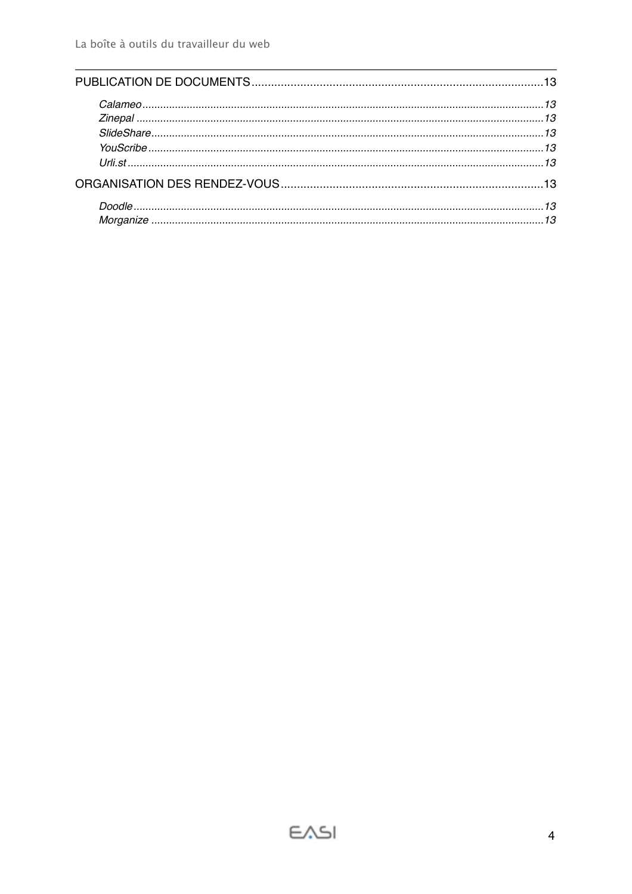PUBLICATION DE DOCUMENTS ........................................................................................13

*Calameo* ......................................................................................................................*13*
*Zinepal* .......................................................................................................................*13*
*SlideShare* ...................................................................................................................*13*
*YouScribe* ....................................................................................................................*13*
*Urli.st* ..........................................................................................................................*13*

ORGANISATION DES RENDEZ-VOUS ...............................................................................13

*Doodle* .........................................................................................................................*13*
*Morganize* ....................................................................................................................*13*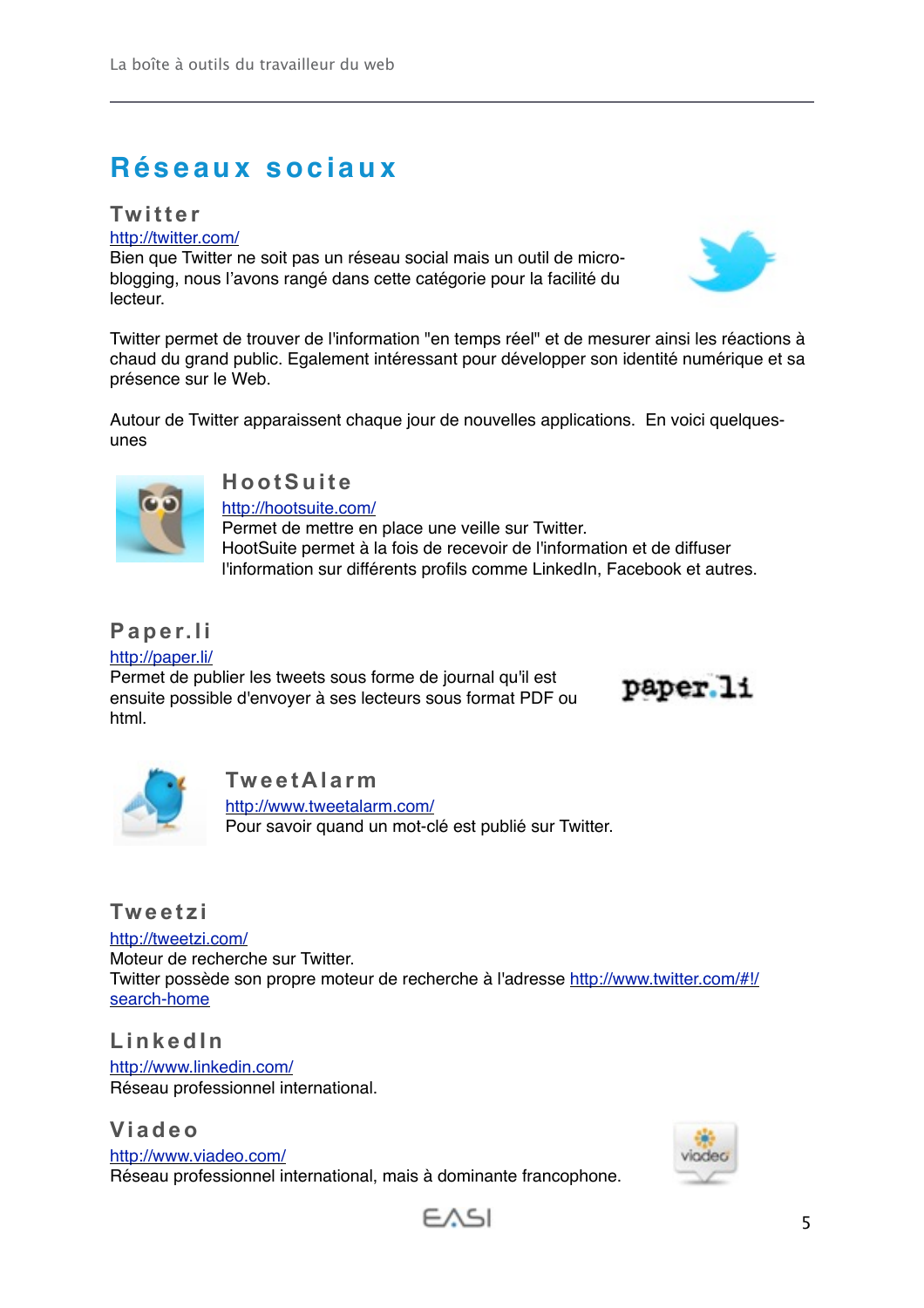# Réseaux sociaux

## Twitter

http://twitter.com/

Bien que Twitter ne soit pas un réseau social mais un outil de micro-blogging, nous l'avons rangé dans cette catégorie pour la facilité du lecteur.

Twitter permet de trouver de l'information "en temps réel" et de mesurer ainsi les réactions à chaud du grand public. Egalement intéressant pour développer son identité numérique et sa présence sur le Web.

Autour de Twitter apparaissent chaque jour de nouvelles applications. En voici quelques-unes

### HootSuite

http://hootsuite.com/

Permet de mettre en place une veille sur Twitter.
HootSuite permet à la fois de recevoir de l'information et de diffuser l'information sur différents profils comme LinkedIn, Facebook et autres.

### Paper.li

http://paper.li/

Permet de publier les tweets sous forme de journal qu'il est ensuite possible d'envoyer à ses lecteurs sous format PDF ou html.

### TweetAlarm

http://www.tweetalarm.com/

Pour savoir quand un mot-clé est publié sur Twitter.

### Tweetzi

http://tweetzi.com/

Moteur de recherche sur Twitter.
Twitter possède son propre moteur de recherche à l'adresse http://www.twitter.com/#!/search-home

## LinkedIn

http://www.linkedin.com/

Réseau professionnel international.

## Viadeo

http://www.viadeo.com/

Réseau professionnel international, mais à dominante francophone.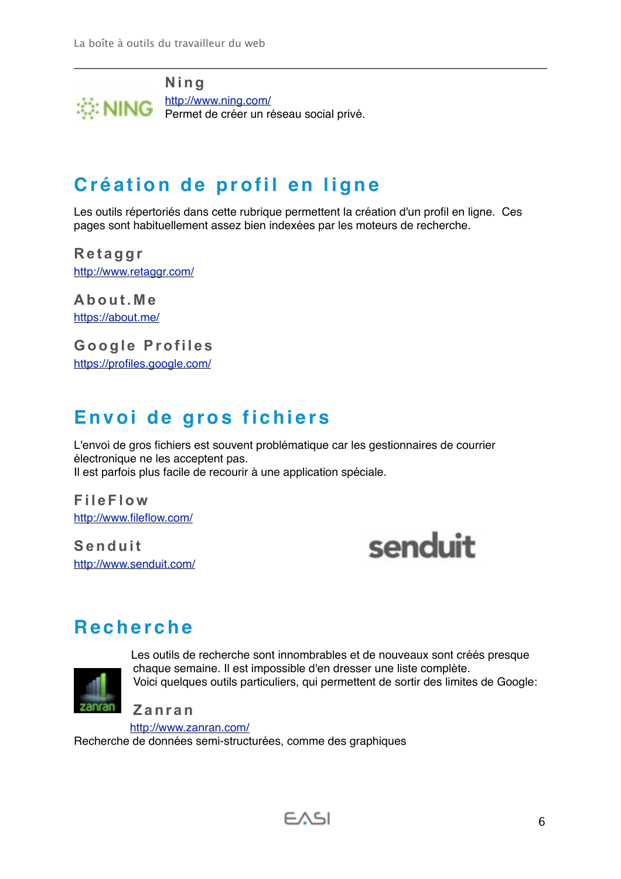### Ning

http://www.ning.com/
Permet de créer un réseau social privé.

## Création de profil en ligne

Les outils répertoriés dans cette rubrique permettent la création d'un profil en ligne. Ces pages sont habituellement assez bien indexées par les moteurs de recherche.

### Retaggr

http://www.retaggr.com/

### About.Me

https://about.me/

### Google Profiles

https://profiles.google.com/

## Envoi de gros fichiers

L'envoi de gros fichiers est souvent problématique car les gestionnaires de courrier électronique ne les acceptent pas.
Il est parfois plus facile de recourir à une application spéciale.

### FileFlow

http://www.fileflow.com/

### Senduit

http://www.senduit.com/

## Recherche

Les outils de recherche sont innombrables et de nouveaux sont créés presque chaque semaine. Il est impossible d'en dresser une liste complète.
Voici quelques outils particuliers, qui permettent de sortir des limites de Google:

### Zanran

http://www.zanran.com/
Recherche de données semi-structurées, comme des graphiques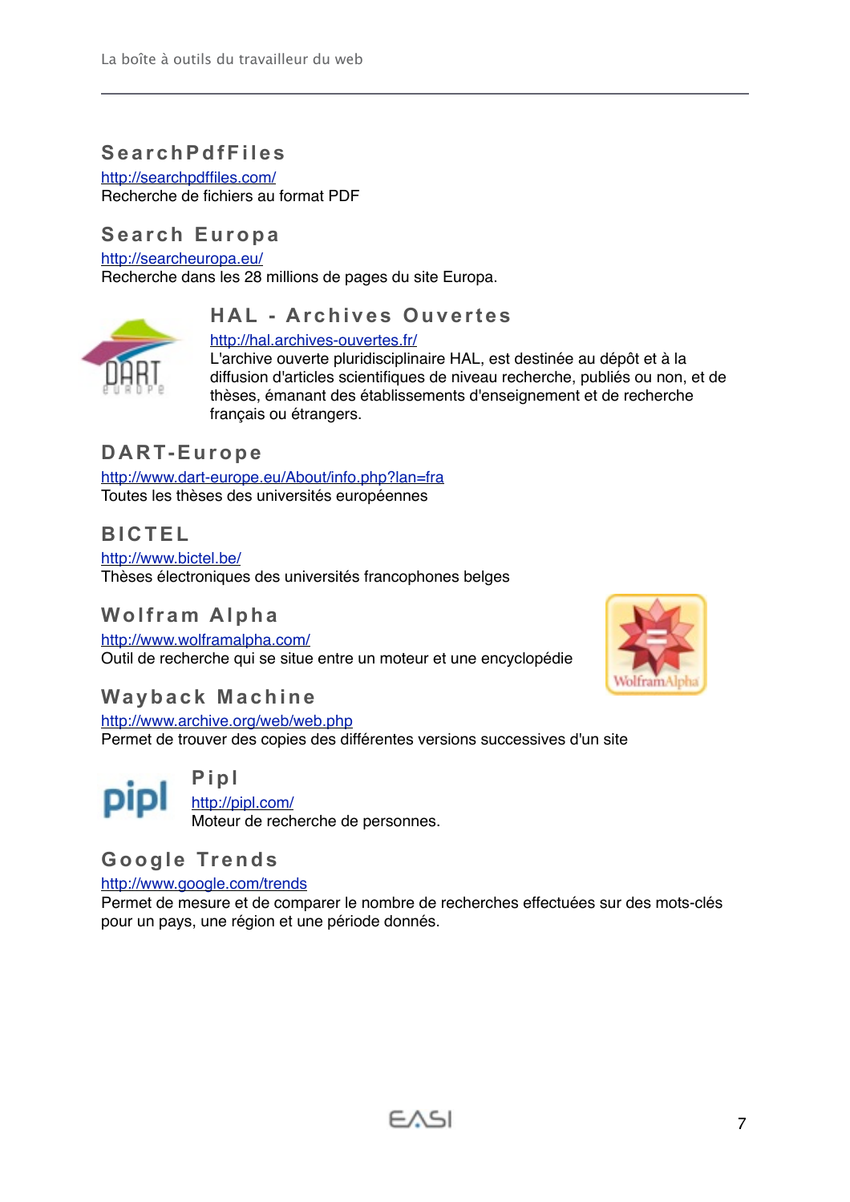## SearchPdfFiles

http://searchpdffiles.com/
Recherche de fichiers au format PDF

## Search Europa

http://searcheuropa.eu/
Recherche dans les 28 millions de pages du site Europa.

## HAL - Archives Ouvertes

http://hal.archives-ouvertes.fr/
L'archive ouverte pluridisciplinaire HAL, est destinée au dépôt et à la diffusion d'articles scientifiques de niveau recherche, publiés ou non, et de thèses, émanant des établissements d'enseignement et de recherche français ou étrangers.

## DART-Europe

http://www.dart-europe.eu/About/info.php?lan=fra
Toutes les thèses des universités européennes

## BICTEL

http://www.bictel.be/
Thèses électroniques des universités francophones belges

## Wolfram Alpha

http://www.wolframalpha.com/
Outil de recherche qui se situe entre un moteur et une encyclopédie

## Wayback Machine

http://www.archive.org/web/web.php
Permet de trouver des copies des différentes versions successives d'un site

## Pipl

http://pipl.com/
Moteur de recherche de personnes.

## Google Trends

http://www.google.com/trends
Permet de mesure et de comparer le nombre de recherches effectuées sur des mots-clés pour un pays, une région et une période donnés.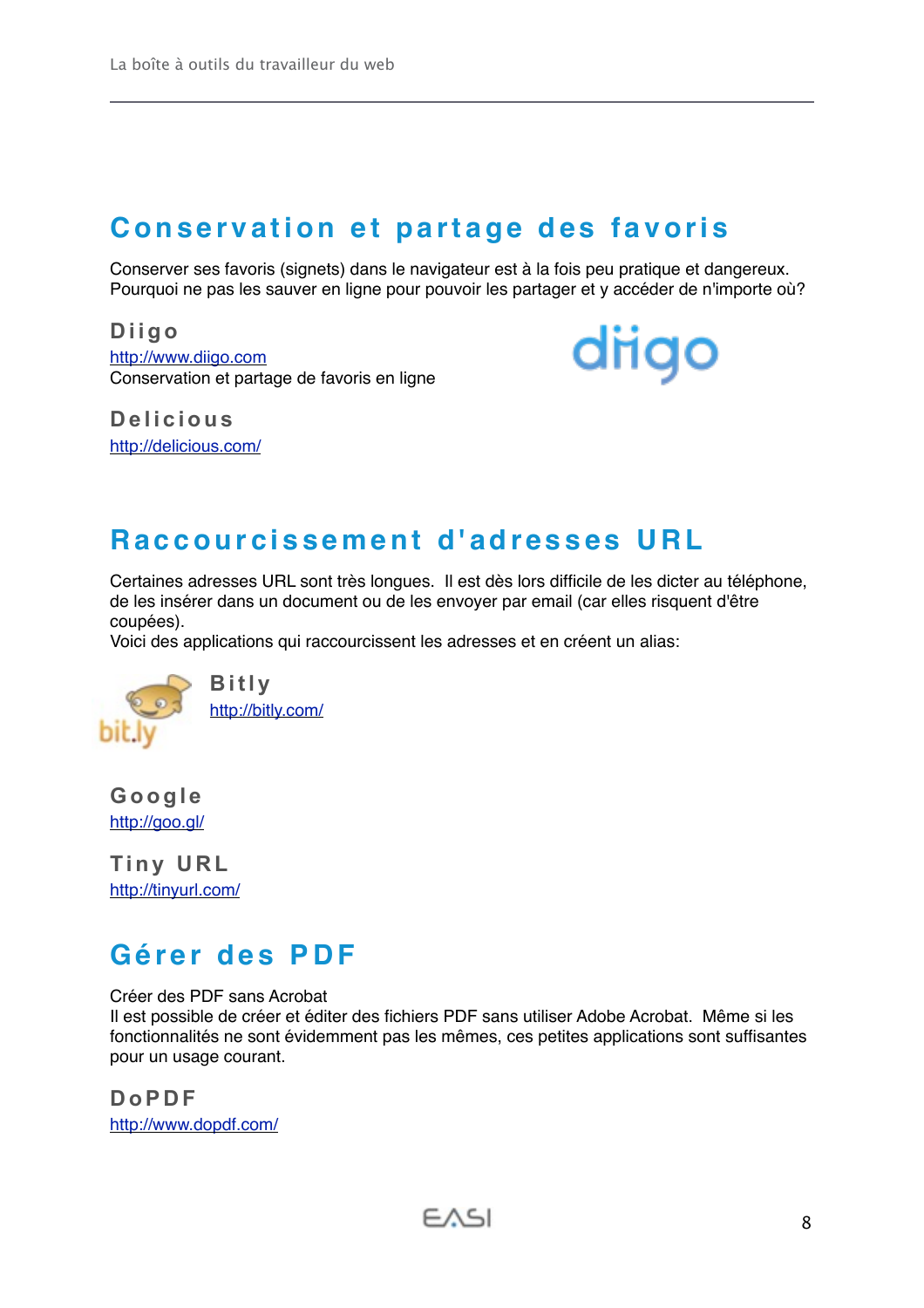## Conservation et partage des favoris

Conserver ses favoris (signets) dans le navigateur est à la fois peu pratique et dangereux. Pourquoi ne pas les sauver en ligne pour pouvoir les partager et y accéder de n'importe où?

### Diigo

http://www.diigo.com
Conservation et partage de favoris en ligne

### Delicious

http://delicious.com/

## Raccourcissement d'adresses URL

Certaines adresses URL sont très longues. Il est dès lors difficile de les dicter au téléphone, de les insérer dans un document ou de les envoyer par email (car elles risquent d'être coupées).
Voici des applications qui raccourcissent les adresses et en créent un alias:

### Bitly

http://bitly.com/

### Google

http://goo.gl/

### Tiny URL

http://tinyurl.com/

## Gérer des PDF

Créer des PDF sans Acrobat
Il est possible de créer et éditer des fichiers PDF sans utiliser Adobe Acrobat. Même si les fonctionnalités ne sont évidemment pas les mêmes, ces petites applications sont suffisantes pour un usage courant.

### DoPDF

http://www.dopdf.com/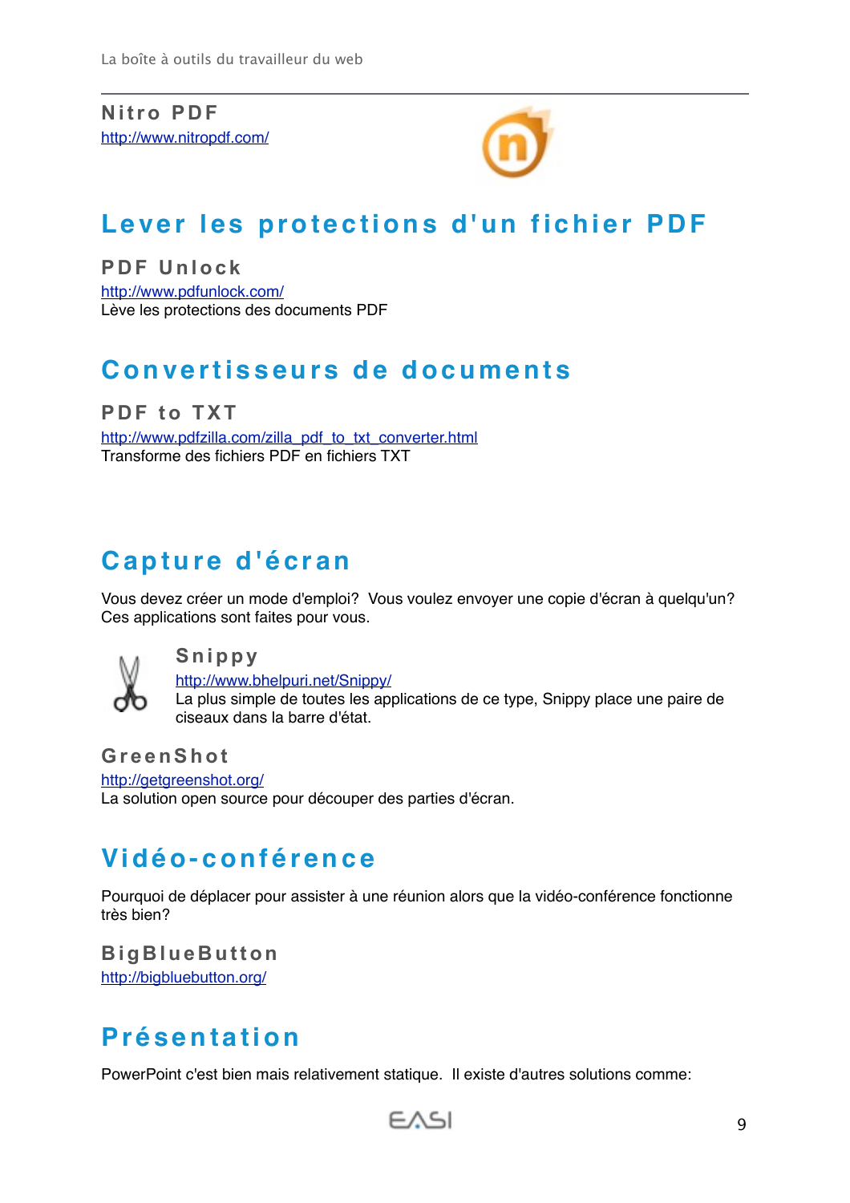### Nitro PDF

http://www.nitropdf.com/

## Lever les protections d'un fichier PDF

### PDF Unlock

http://www.pdfunlock.com/
Lève les protections des documents PDF

## Convertisseurs de documents

### PDF to TXT

http://www.pdfzilla.com/zilla_pdf_to_txt_converter.html
Transforme des fichiers PDF en fichiers TXT

## Capture d'écran

Vous devez créer un mode d'emploi? Vous voulez envoyer une copie d'écran à quelqu'un? Ces applications sont faites pour vous.

### Snippy

http://www.bhelpuri.net/Snippy/
La plus simple de toutes les applications de ce type, Snippy place une paire de ciseaux dans la barre d'état.

### GreenShot

http://getgreenshot.org/
La solution open source pour découper des parties d'écran.

## Vidéo-conférence

Pourquoi de déplacer pour assister à une réunion alors que la vidéo-conférence fonctionne très bien?

### BigBlueButton

http://bigbluebutton.org/

## Présentation

PowerPoint c'est bien mais relativement statique. Il existe d'autres solutions comme: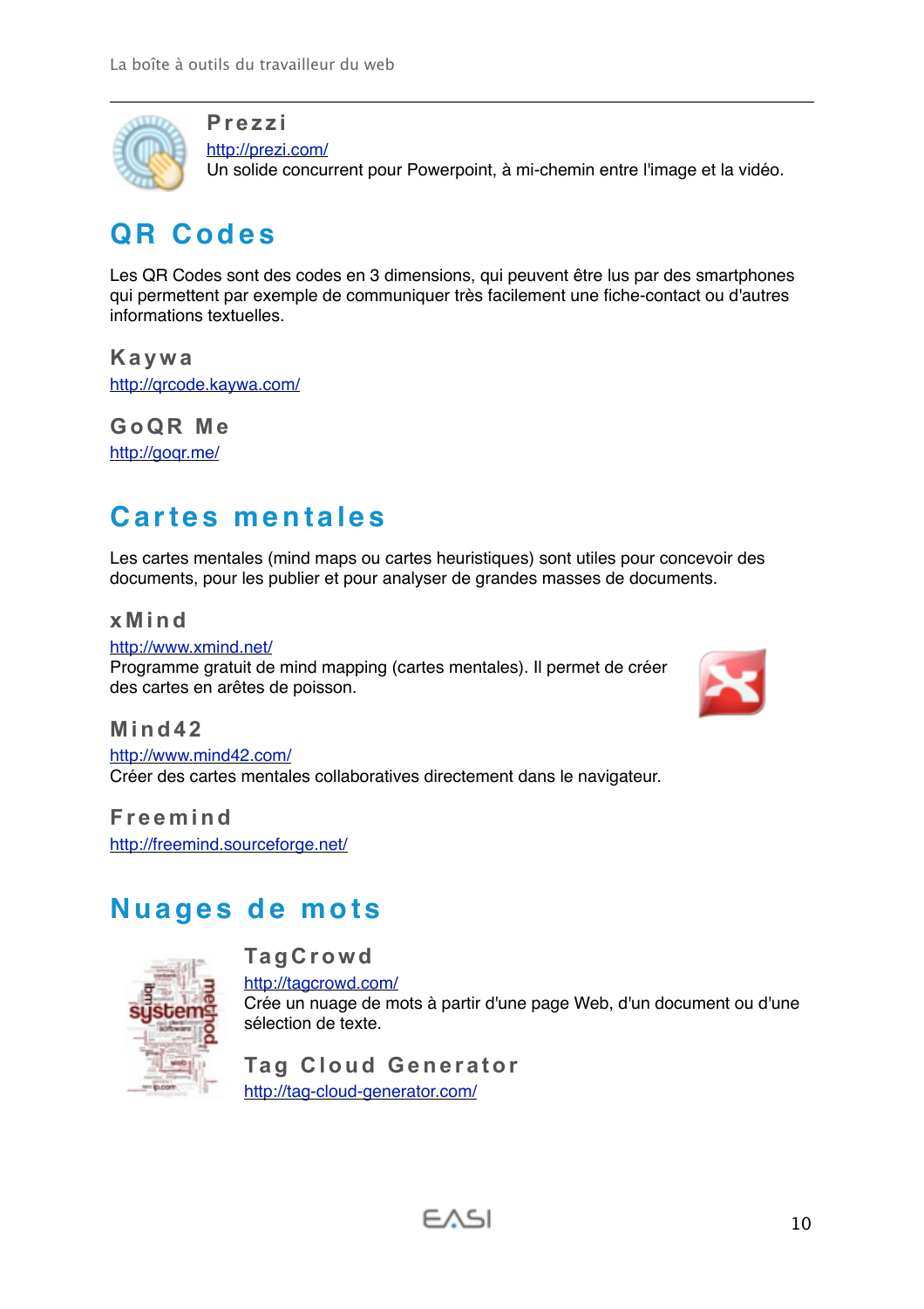### Prezzi

http://prezi.com/
Un solide concurrent pour Powerpoint, à mi-chemin entre l'image et la vidéo.

## QR Codes

Les QR Codes sont des codes en 3 dimensions, qui peuvent être lus par des smartphones qui permettent par exemple de communiquer très facilement une fiche-contact ou d'autres informations textuelles.

### Kaywa

http://qrcode.kaywa.com/

### GoQR Me

http://goqr.me/

## Cartes mentales

Les cartes mentales (mind maps ou cartes heuristiques) sont utiles pour concevoir des documents, pour les publier et pour analyser de grandes masses de documents.

### xMind

http://www.xmind.net/
Programme gratuit de mind mapping (cartes mentales). Il permet de créer des cartes en arêtes de poisson.

### Mind42

http://www.mind42.com/
Créer des cartes mentales collaboratives directement dans le navigateur.

### Freemind

http://freemind.sourceforge.net/

## Nuages de mots

### TagCrowd

http://tagcrowd.com/
Crée un nuage de mots à partir d'une page Web, d'un document ou d'une sélection de texte.

### Tag Cloud Generator

http://tag-cloud-generator.com/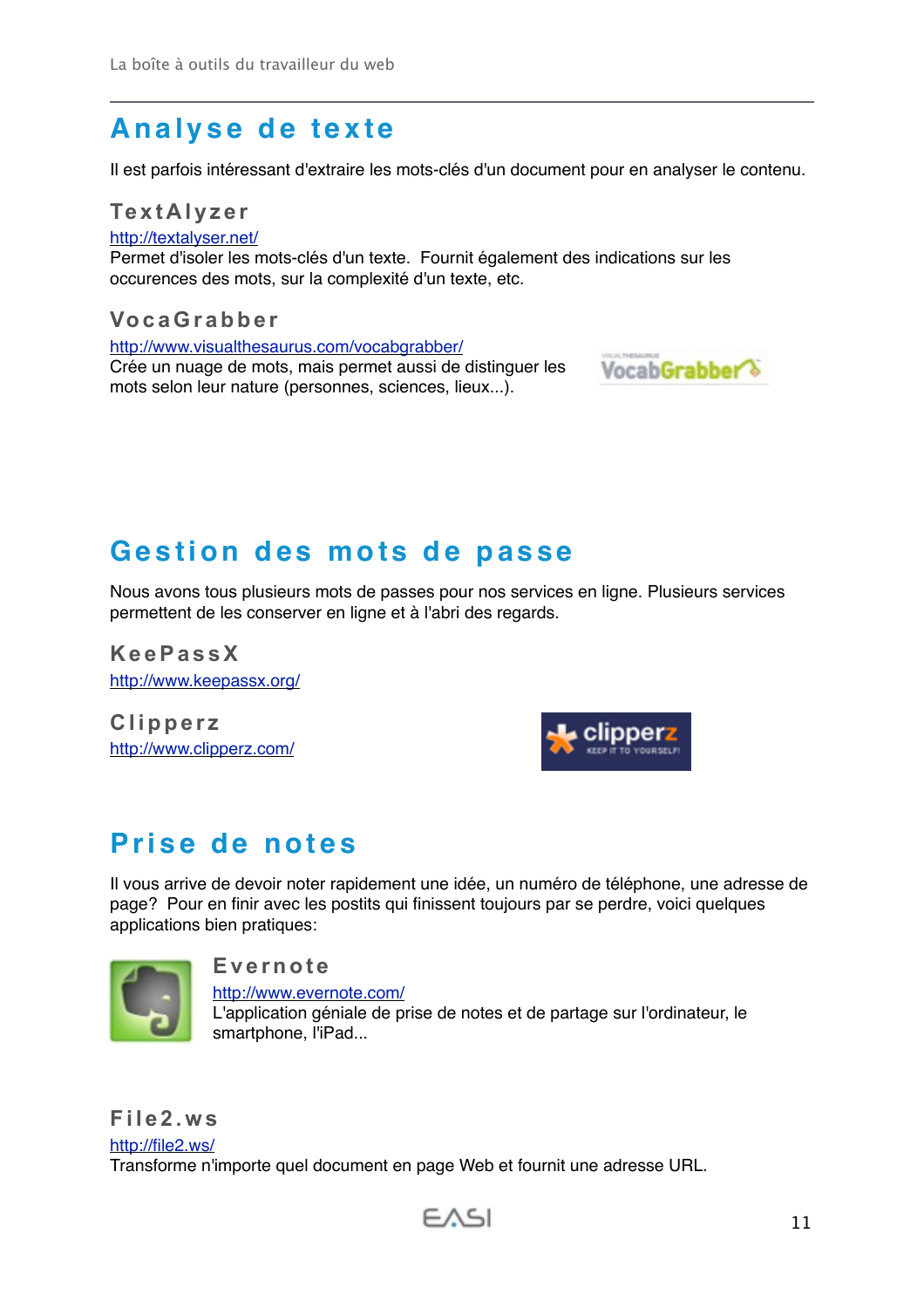# Analyse de texte

Il est parfois intéressant d'extraire les mots-clés d'un document pour en analyser le contenu.

## TextAlyzer

http://textalyser.net/

Permet d'isoler les mots-clés d'un texte. Fournit également des indications sur les occurences des mots, sur la complexité d'un texte, etc.

## VocaGrabber

http://www.visualthesaurus.com/vocabgrabber/

Crée un nuage de mots, mais permet aussi de distinguer les mots selon leur nature (personnes, sciences, lieux...).

# Gestion des mots de passe

Nous avons tous plusieurs mots de passes pour nos services en ligne. Plusieurs services permettent de les conserver en ligne et à l'abri des regards.

## KeePassX

http://www.keepassx.org/

## Clipperz

http://www.clipperz.com/

# Prise de notes

Il vous arrive de devoir noter rapidement une idée, un numéro de téléphone, une adresse de page? Pour en finir avec les postits qui finissent toujours par se perdre, voici quelques applications bien pratiques:

## Evernote

http://www.evernote.com/

L'application géniale de prise de notes et de partage sur l'ordinateur, le smartphone, l'iPad...

## File2.ws

http://file2.ws/

Transforme n'importe quel document en page Web et fournit une adresse URL.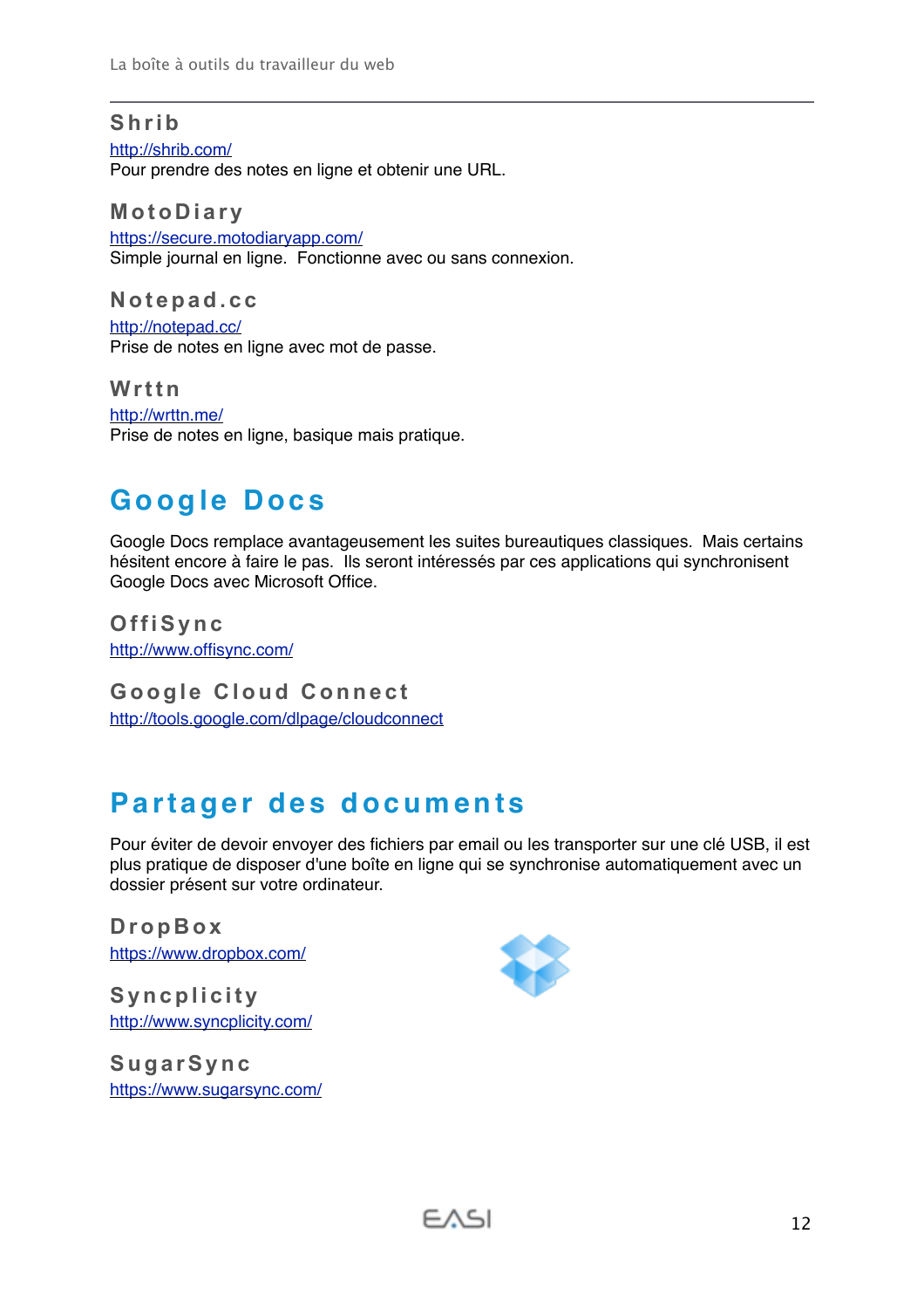### Shrib

http://shrib.com/
Pour prendre des notes en ligne et obtenir une URL.

### MotoDiary

https://secure.motodiaryapp.com/
Simple journal en ligne.  Fonctionne avec ou sans connexion.

### Notepad.cc

http://notepad.cc/
Prise de notes en ligne avec mot de passe.

### Wrttn

http://wrttn.me/
Prise de notes en ligne, basique mais pratique.

## Google Docs

Google Docs remplace avantageusement les suites bureautiques classiques.  Mais certains hésitent encore à faire le pas.  Ils seront intéressés par ces applications qui synchronisent Google Docs avec Microsoft Office.

### OffiSync

http://www.offisync.com/

### Google Cloud Connect

http://tools.google.com/dlpage/cloudconnect

## Partager des documents

Pour éviter de devoir envoyer des fichiers par email ou les transporter sur une clé USB, il est plus pratique de disposer d'une boîte en ligne qui se synchronise automatiquement avec un dossier présent sur votre ordinateur.

### DropBox

https://www.dropbox.com/

### Syncplicity

http://www.syncplicity.com/

### SugarSync

https://www.sugarsync.com/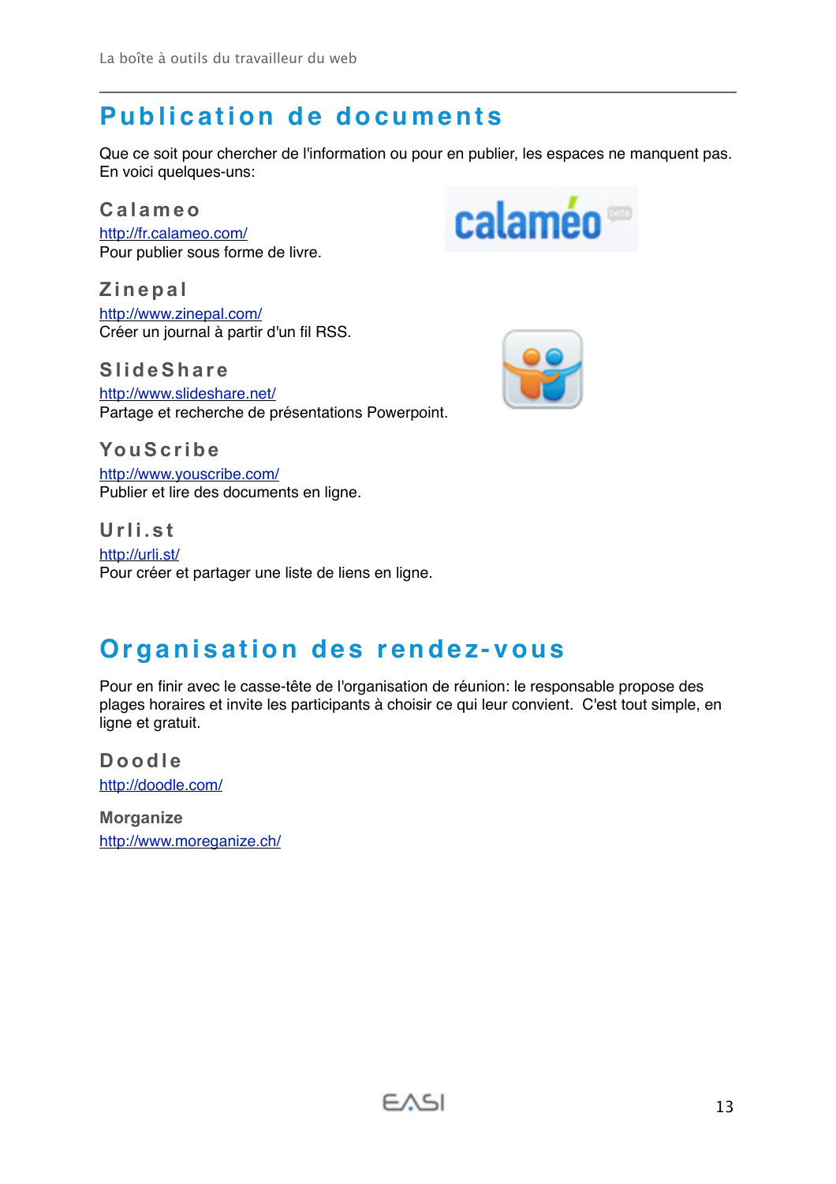# Publication de documents

Que ce soit pour chercher de l'information ou pour en publier, les espaces ne manquent pas. En voici quelques-uns:

### Calameo

http://fr.calameo.com/
Pour publier sous forme de livre.

### Zinepal

http://www.zinepal.com/
Créer un journal à partir d'un fil RSS.

### SlideShare

http://www.slideshare.net/
Partage et recherche de présentations Powerpoint.

### YouScribe

http://www.youscribe.com/
Publier et lire des documents en ligne.

### Urli.st

http://urli.st/
Pour créer et partager une liste de liens en ligne.

# Organisation des rendez-vous

Pour en finir avec le casse-tête de l'organisation de réunion: le responsable propose des plages horaires et invite les participants à choisir ce qui leur convient. C'est tout simple, en ligne et gratuit.

### Doodle

http://doodle.com/

### Morganize

http://www.moreganize.ch/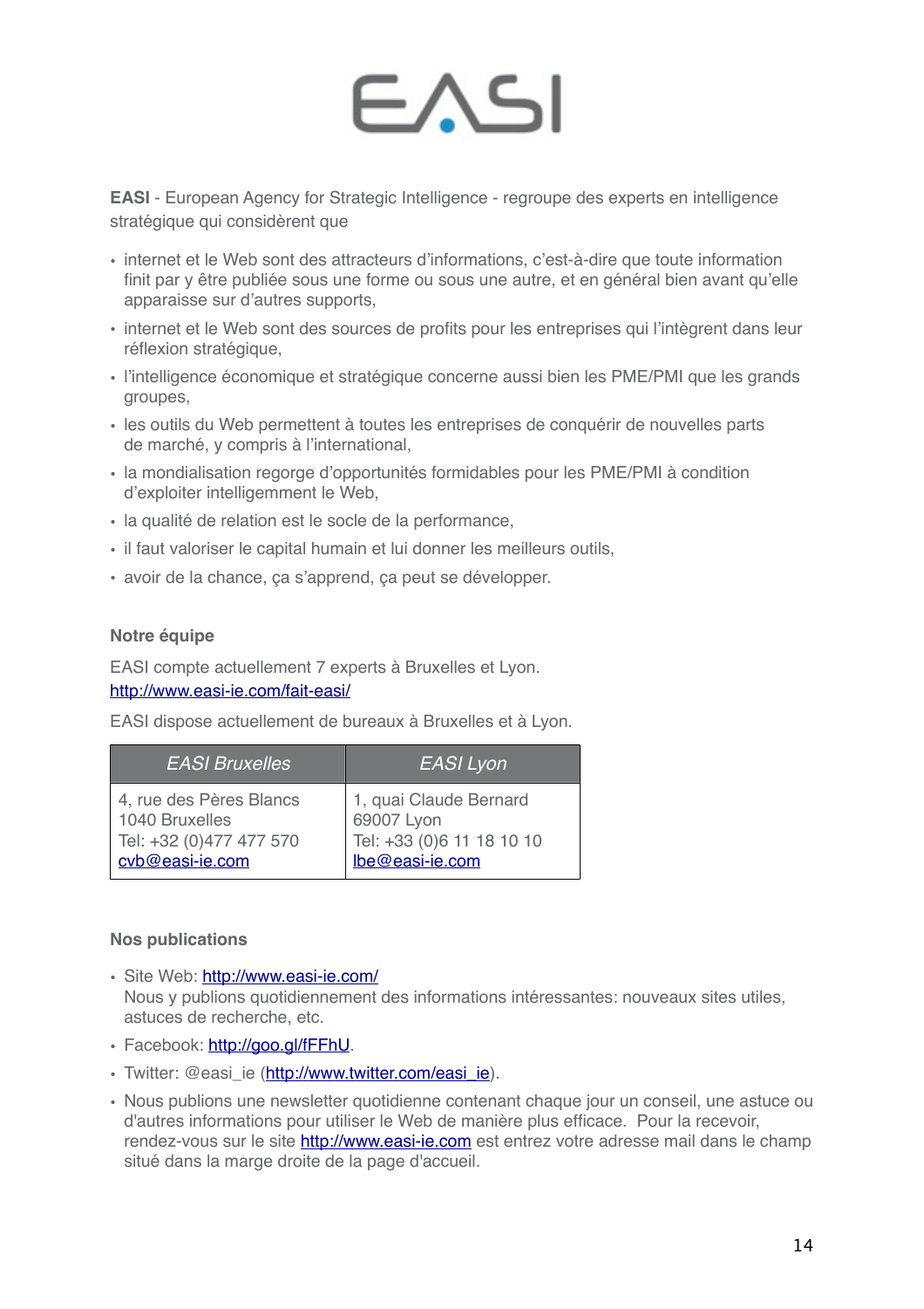EASI

**EASI** - European Agency for Strategic Intelligence - regroupe des experts en intelligence stratégique qui considèrent que

- internet et le Web sont des attracteurs d'informations, c'est-à-dire que toute information finit par y être publiée sous une forme ou sous une autre, et en général bien avant qu'elle apparaisse sur d'autres supports,
- internet et le Web sont des sources de profits pour les entreprises qui l'intègrent dans leur réflexion stratégique,
- l'intelligence économique et stratégique concerne aussi bien les PME/PMI que les grands groupes,
- les outils du Web permettent à toutes les entreprises de conquérir de nouvelles parts de marché, y compris à l'international,
- la mondialisation regorge d'opportunités formidables pour les PME/PMI à condition d'exploiter intelligemment le Web,
- la qualité de relation est le socle de la performance,
- il faut valoriser le capital humain et lui donner les meilleurs outils,
- avoir de la chance, ça s'apprend, ça peut se développer.

**Notre équipe**

EASI compte actuellement 7 experts à Bruxelles et Lyon.
http://www.easi-ie.com/fait-easi/

EASI dispose actuellement de bureaux à Bruxelles et à Lyon.

| *EASI Bruxelles* | *EASI Lyon* |
|---|---|
| 4, rue des Pères Blancs<br>1040 Bruxelles<br>Tel: +32 (0)477 477 570<br>cvb@easi-ie.com | 1, quai Claude Bernard<br>69007 Lyon<br>Tel: +33 (0)6 11 18 10 10<br>lbe@easi-ie.com |

**Nos publications**

- Site Web: http://www.easi-ie.com/
  Nous y publions quotidiennement des informations intéressantes: nouveaux sites utiles, astuces de recherche, etc.
- Facebook: http://goo.gl/fFFhU.
- Twitter: @easi_ie (http://www.twitter.com/easi_ie).
- Nous publions une newsletter quotidienne contenant chaque jour un conseil, une astuce ou d'autres informations pour utiliser le Web de manière plus efficace. Pour la recevoir, rendez-vous sur le site http://www.easi-ie.com est entrez votre adresse mail dans le champ situé dans la marge droite de la page d'accueil.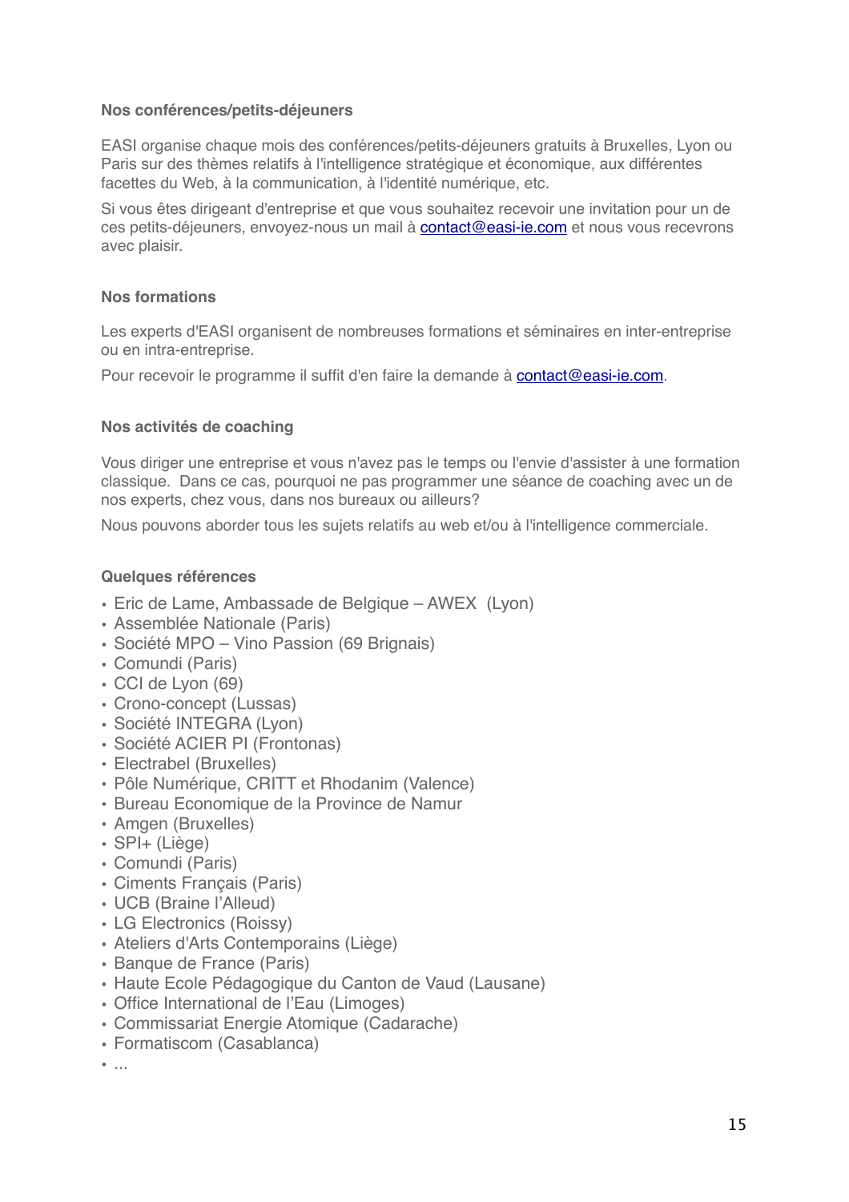### Nos conférences/petits-déjeuners

EASI organise chaque mois des conférences/petits-déjeuners gratuits à Bruxelles, Lyon ou Paris sur des thèmes relatifs à l'intelligence stratégique et économique, aux différentes facettes du Web, à la communication, à l'identité numérique, etc.

Si vous êtes dirigeant d'entreprise et que vous souhaitez recevoir une invitation pour un de ces petits-déjeuners, envoyez-nous un mail à contact@easi-ie.com et nous vous recevrons avec plaisir.

### Nos formations

Les experts d'EASI organisent de nombreuses formations et séminaires en inter-entreprise ou en intra-entreprise.

Pour recevoir le programme il suffit d'en faire la demande à contact@easi-ie.com.

### Nos activités de coaching

Vous diriger une entreprise et vous n'avez pas le temps ou l'envie d'assister à une formation classique. Dans ce cas, pourquoi ne pas programmer une séance de coaching avec un de nos experts, chez vous, dans nos bureaux ou ailleurs?

Nous pouvons aborder tous les sujets relatifs au web et/ou à l'intelligence commerciale.

### Quelques références

- Eric de Lame, Ambassade de Belgique – AWEX (Lyon)
- Assemblée Nationale (Paris)
- Société MPO – Vino Passion (69 Brignais)
- Comundi (Paris)
- CCI de Lyon (69)
- Crono-concept (Lussas)
- Société INTEGRA (Lyon)
- Société ACIER PI (Frontonas)
- Electrabel (Bruxelles)
- Pôle Numérique, CRITT et Rhodanim (Valence)
- Bureau Economique de la Province de Namur
- Amgen (Bruxelles)
- SPI+ (Liège)
- Comundi (Paris)
- Ciments Français (Paris)
- UCB (Braine l'Alleud)
- LG Electronics (Roissy)
- Ateliers d'Arts Contemporains (Liège)
- Banque de France (Paris)
- Haute Ecole Pédagogique du Canton de Vaud (Lausane)
- Office International de l'Eau (Limoges)
- Commissariat Energie Atomique (Cadarache)
- Formatiscom (Casablanca)
- ...